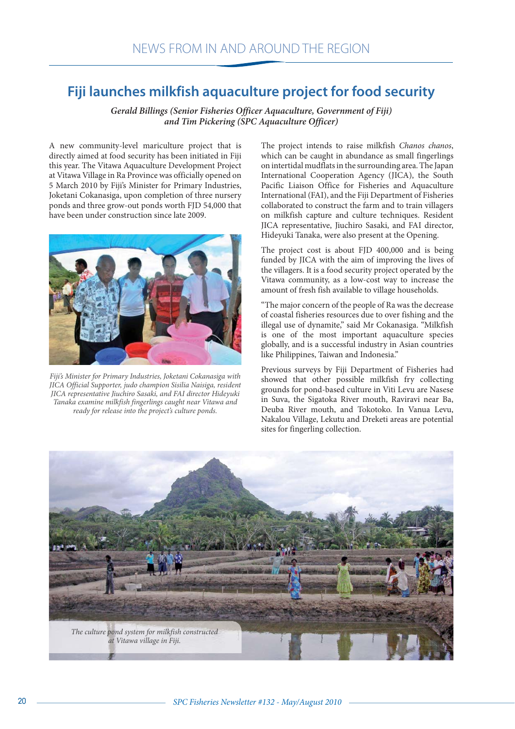# Fiji launches milkfish aquaculture project for food security

*Gerald Billings (Senior Fisheries Officer Aquaculture, Government of Fiji) and Tim Pickering (SPC Aquaculture Officer)*

A new community-level mariculture project that is directly aimed at food security has been initiated in Fiji this year. The Vitawa Aquaculture Development Project at Vitawa Village in Ra Province was officially opened on 5 March 2010 by Fiji's Minister for Primary Industries, Joketani Cokanasiga, upon completion of three nursery ponds and three grow-out ponds worth FJD 54,000 that have been under construction since late 2009.

*Fiji's Minister for Primary Industries, Joketani Cokanasiga with JICA Official Supporter, judo champion Sisilia Naisiga, resident JICA representative Jiuchiro Sasaki, and FAI director Hideyuki Tanaka examine milkfish fingerlings caught near Vitawa and ready for release into the project's culture ponds.*

The project intends to raise milkfish *Chanos chanos*, which can be caught in abundance as small fingerlings on intertidal mudflats in the surrounding area. The Japan International Cooperation Agency (JICA), the South Pacific Liaison Office for Fisheries and Aquaculture International (FAI), and the Fiji Department of Fisheries collaborated to construct the farm and to train villagers on milkfish capture and culture techniques. Resident JICA representative, Jiuchiro Sasaki, and FAI director, Hideyuki Tanaka, were also present at the Opening.

The project cost is about FJD 400,000 and is being funded by JICA with the aim of improving the lives of the villagers. It is a food security project operated by the Vitawa community, as a low-cost way to increase the amount of fresh fish available to village households.

"The major concern of the people of Ra was the decrease of coastal fisheries resources due to over fishing and the illegal use of dynamite," said Mr Cokanasiga. "Milkfish is one of the most important aquaculture species globally, and is a successful industry in Asian countries like Philippines, Taiwan and Indonesia."

Previous surveys by Fiji Department of Fisheries had showed that other possible milkfish fry collecting grounds for pond-based culture in Viti Levu are Nasese in Suva, the Sigatoka River mouth, Raviravi near Ba, Deuba River mouth, and Tokotoko. In Vanua Levu, Nakalou Village, Lekutu and Dreketi areas are potential sites for fingerling collection.

*The culture pond system for milkfish constructed at Vitawa village in Fiji.*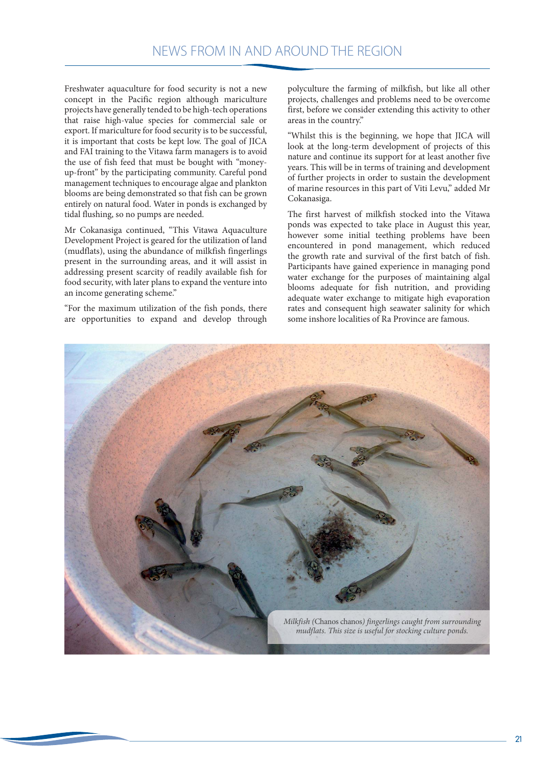Freshwater aquaculture for food security is not a new concept in the Pacific region although mariculture projects have generally tended to be high-tech operations that raise high-value species for commercial sale or export. If mariculture for food security is to be successful, it is important that costs be kept low. The goal of JICA and FAI training to the Vitawa farm managers is to avoid the use of fish feed that must be bought with "money-up-front" by the participating community. Careful pond management techniques to encourage algae and plankton blooms are being demonstrated so that fish can be grown entirely on natural food. Water in ponds is exchanged by tidal flushing, so no pumps are needed.

Mr Cokanasiga continued, "This Vitawa Aquaculture Development Project is geared for the utilization of land (mudflats), using the abundance of milkfish fingerlings present in the surrounding areas, and it will assist in addressing present scarcity of readily available fish for food security, with later plans to expand the venture into an income generating scheme."

"For the maximum utilization of the fish ponds, there are opportunities to expand and develop through polyculture the farming of milkfish, but like all other projects, challenges and problems need to be overcome first, before we consider extending this activity to other areas in the country."

"Whilst this is the beginning, we hope that JICA will look at the long-term development of projects of this nature and continue its support for at least another five years. This will be in terms of training and development of further projects in order to sustain the development of marine resources in this part of Viti Levu," added Mr Cokanasiga.

The first harvest of milkfish stocked into the Vitawa ponds was expected to take place in August this year, however some initial teething problems have been encountered in pond management, which reduced the growth rate and survival of the first batch of fish. Participants have gained experience in managing pond water exchange for the purposes of maintaining algal blooms adequate for fish nutrition, and providing adequate water exchange to mitigate high evaporation rates and consequent high seawater salinity for which some inshore localities of Ra Province are famous.

*Milkfish* (Chanos chanos) *fingerlings caught from surrounding mudflats. This size is useful for stocking culture ponds.*